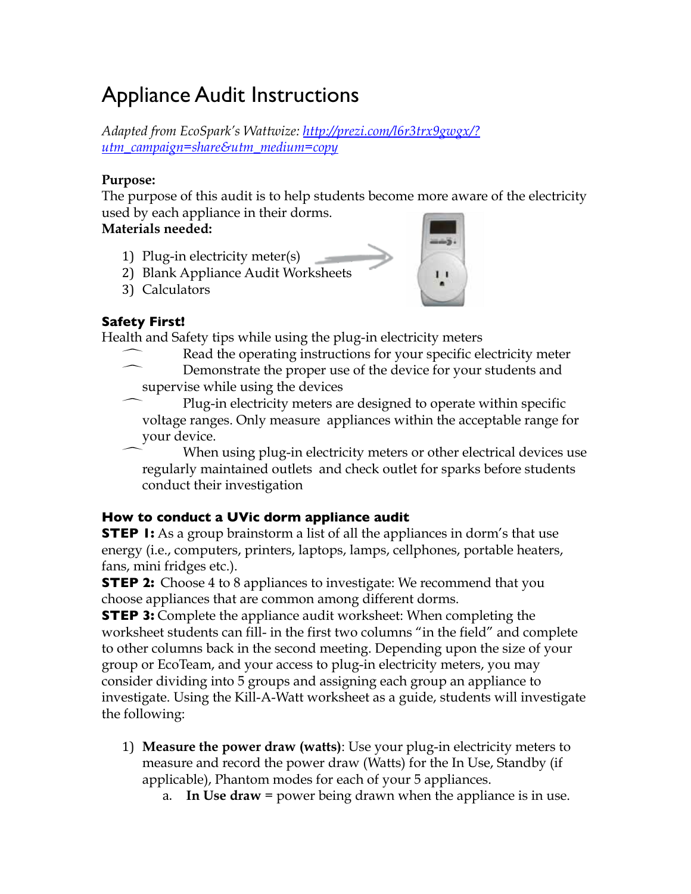# Appliance Audit Instructions

*Adapted from EcoSpark's Wattwize: [http://prezi.com/l6r3trx9gwgx/?utm_campaign=share&utm_medium=copy](http://prezi.com/l6r3trx9gwgx/?utm_campaign=share&utm_medium=copy)*

**Purpose:**
The purpose of this audit is to help students become more aware of the electricity used by each appliance in their dorms.

**Materials needed:**

1) Plug-in electricity meter(s)
2) Blank Appliance Audit Worksheets
3) Calculators

**Safety First!**
Health and Safety tips while using the plug-in electricity meters

- Read the operating instructions for your specific electricity meter
- Demonstrate the proper use of the device for your students and supervise while using the devices
- Plug-in electricity meters are designed to operate within specific voltage ranges. Only measure appliances within the acceptable range for your device.
- When using plug-in electricity meters or other electrical devices use regularly maintained outlets and check outlet for sparks before students conduct their investigation

**How to conduct a UVic dorm appliance audit**

**STEP 1:** As a group brainstorm a list of all the appliances in dorm's that use energy (i.e., computers, printers, laptops, lamps, cellphones, portable heaters, fans, mini fridges etc.).

**STEP 2:** Choose 4 to 8 appliances to investigate: We recommend that you choose appliances that are common among different dorms.

**STEP 3:** Complete the appliance audit worksheet: When completing the worksheet students can fill- in the first two columns "in the field" and complete to other columns back in the second meeting. Depending upon the size of your group or EcoTeam, and your access to plug-in electricity meters, you may consider dividing into 5 groups and assigning each group an appliance to investigate. Using the Kill-A-Watt worksheet as a guide, students will investigate the following:

1) **Measure the power draw (watts)**: Use your plug-in electricity meters to measure and record the power draw (Watts) for the In Use, Standby (if applicable), Phantom modes for each of your 5 appliances.
   a. **In Use draw** = power being drawn when the appliance is in use.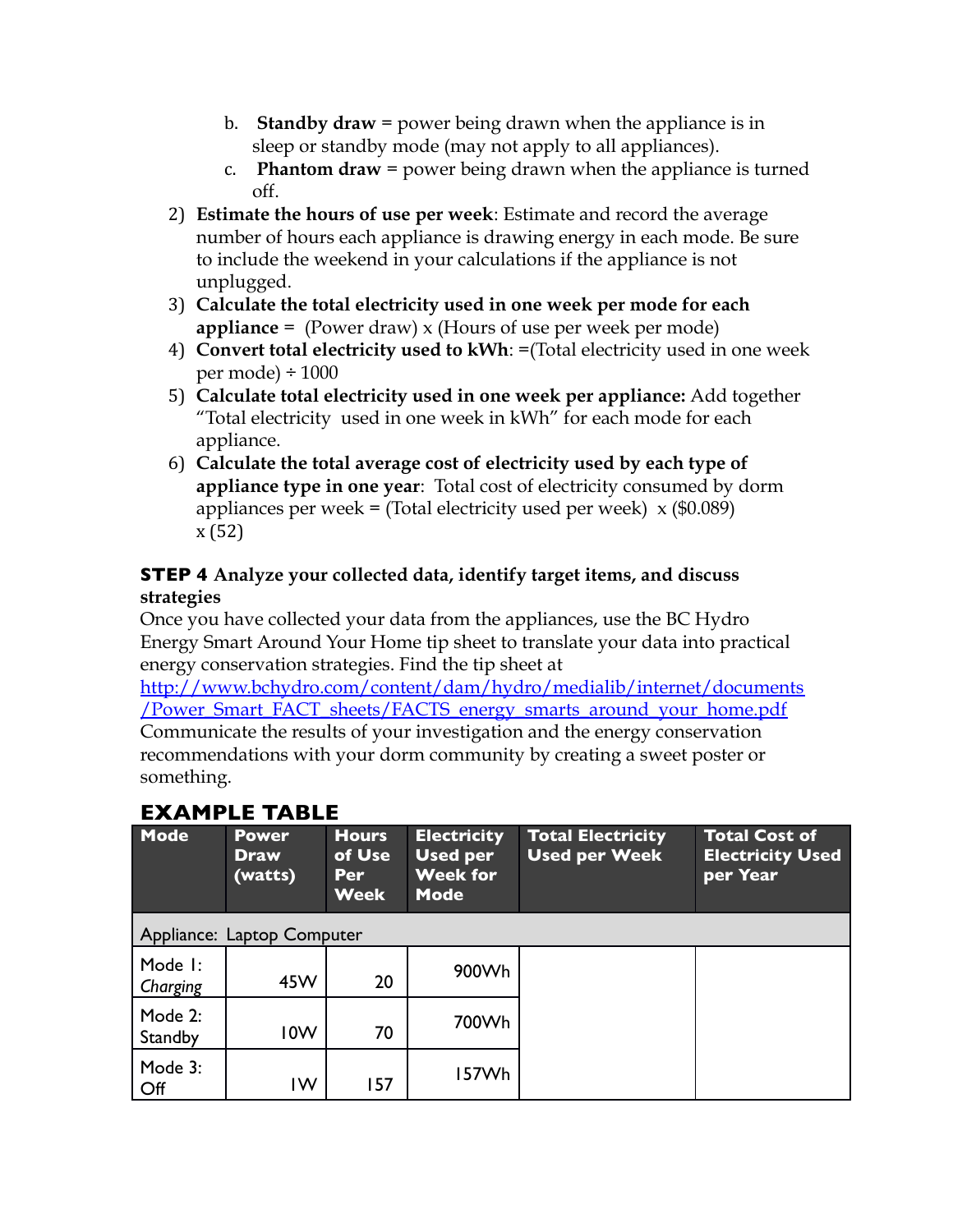b. **Standby draw** = power being drawn when the appliance is in sleep or standby mode (may not apply to all appliances).

c. **Phantom draw** = power being drawn when the appliance is turned off.

2) **Estimate the hours of use per week**: Estimate and record the average number of hours each appliance is drawing energy in each mode. Be sure to include the weekend in your calculations if the appliance is not unplugged.
3) **Calculate the total electricity used in one week per mode for each appliance** = (Power draw) x (Hours of use per week per mode)
4) **Convert total electricity used to kWh**: =(Total electricity used in one week per mode) ÷ 1000
5) **Calculate total electricity used in one week per appliance:** Add together "Total electricity used in one week in kWh" for each mode for each appliance.
6) **Calculate the total average cost of electricity used by each type of appliance type in one year**: Total cost of electricity consumed by dorm appliances per week = (Total electricity used per week) x ($0.089) x (52)

**STEP 4 Analyze your collected data, identify target items, and discuss strategies**

Once you have collected your data from the appliances, use the BC Hydro Energy Smart Around Your Home tip sheet to translate your data into practical energy conservation strategies. Find the tip sheet at http://www.bchydro.com/content/dam/hydro/medialib/internet/documents/Power_Smart_FACT_sheets/FACTS_energy_smarts_around_your_home.pdf

Communicate the results of your investigation and the energy conservation recommendations with your dorm community by creating a sweet poster or something.

## EXAMPLE TABLE

| Mode | Power Draw (watts) | Hours of Use Per Week | Electricity Used per Week for Mode | Total Electricity Used per Week | Total Cost of Electricity Used per Year |
|---|---|---|---|---|---|
| Appliance: Laptop Computer | | | | | |
| Mode 1: *Charging* | 45W | 20 | 900Wh | | |
| Mode 2: Standby | 10W | 70 | 700Wh | | |
| Mode 3: Off | 1W | 157 | 157Wh | | |